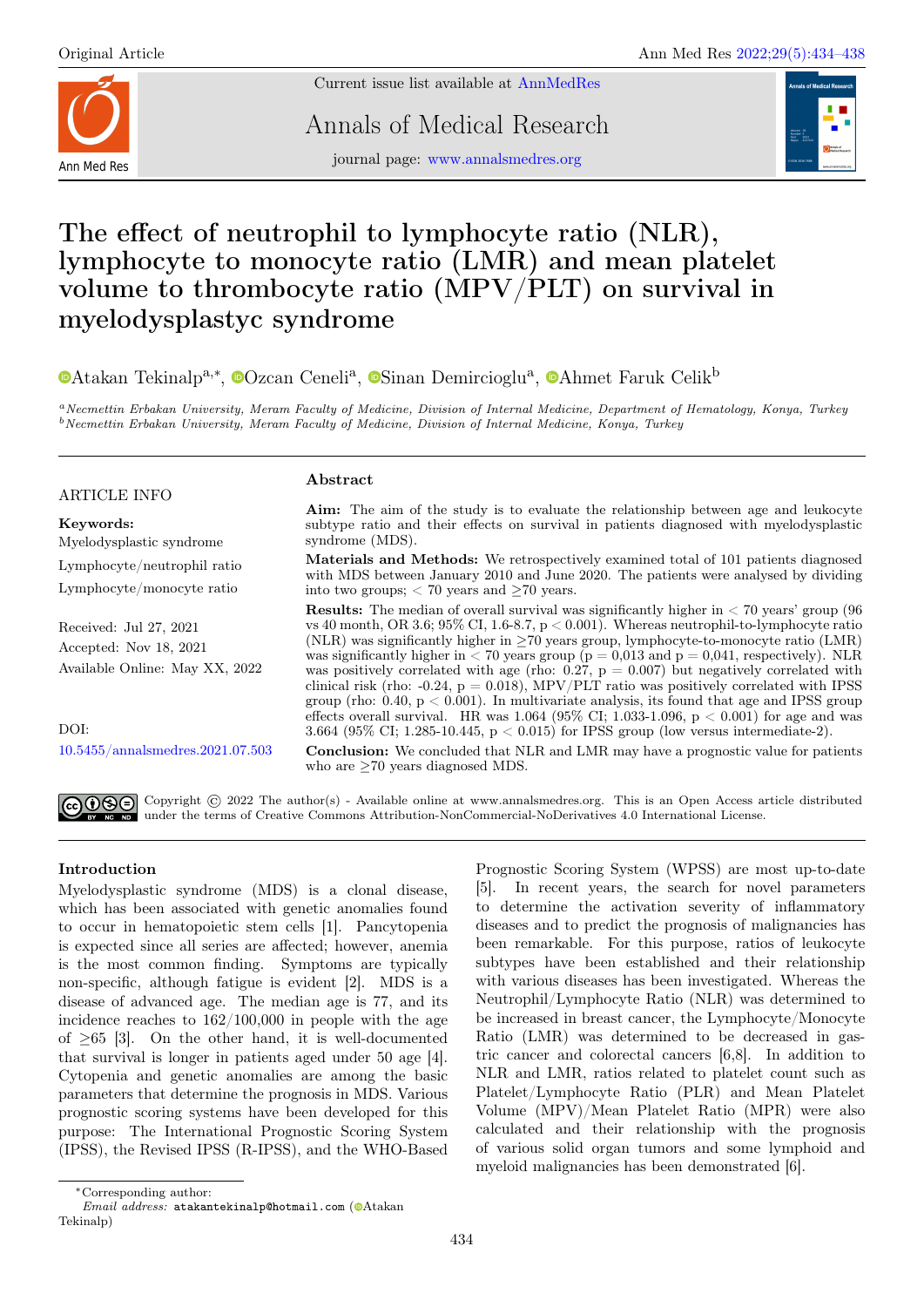Original Article

Current issue list available at AnnMedRes

Annals of Medical Research

journal page: www.annalsmedres.org

# The effect of neutrophil to lymphocyte ratio (NLR), lymphocyte to monocyte ratio (LMR) and mean platelet volume to thrombocyte ratio (MPV/PLT) on survival in myelodysplastyc syndrome

Atakan Tekinalp[a,*], Ozcan Ceneli[a], Sinan Demircioglu[a], Ahmet Faruk Celik[b]

[a] *Necmettin Erbakan University, Meram Faculty of Medicine, Division of Internal Medicine, Department of Hematology, Konya, Turkey*
[b] *Necmettin Erbakan University, Meram Faculty of Medicine, Division of Internal Medicine, Konya, Turkey*

ARTICLE INFO

**Keywords:**
Myelodysplastic syndrome
Lymphocyte/neutrophil ratio
Lymphocyte/monocyte ratio

Received: Jul 27, 2021
Accepted: Nov 18, 2021
Available Online: May XX, 2022

DOI:
10.5455/annalsmedres.2021.07.503

## Abstract

**Aim:** The aim of the study is to evaluate the relationship between age and leukocyte subtype ratio and their effects on survival in patients diagnosed with myelodysplastic syndrome (MDS).

**Materials and Methods:** We retrospectively examined total of 101 patients diagnosed with MDS between January 2010 and June 2020. The patients were analysed by dividing into two groups; < 70 years and ≥70 years.

**Results:** The median of overall survival was significantly higher in < 70 years' group (96 vs 40 month, OR 3.6; 95% CI, 1.6-8.7, $p < 0.001$). Whereas neutrophil-to-lymphocyte ratio (NLR) was significantly higher in ≥70 years group, lymphocyte-to-monocyte ratio (LMR) was significantly higher in < 70 years group ($p = 0,013$ and $p = 0,041$, respectively). NLR was positively correlated with age (rho: 0.27, $p = 0.007$) but negatively correlated with clinical risk (rho: -0.24, $p = 0.018$), MPV/PLT ratio was positively correlated with IPSS group (rho: 0.40, $p < 0.001$). In multivariate analysis, its found that age and IPSS group effects overall survival. HR was 1.064 (95% CI; 1.033-1.096, $p < 0.001$) for age and was 3.664 (95% CI; 1.285-10.445, $p < 0.015$) for IPSS group (low versus intermediate-2).

**Conclusion:** We concluded that NLR and LMR may have a prognostic value for patients who are ≥70 years diagnosed MDS.

Copyright © 2022 The author(s) - Available online at www.annalsmedres.org. This is an Open Access article distributed under the terms of Creative Commons Attribution-NonCommercial-NoDerivatives 4.0 International License.

## Introduction

Myelodysplastic syndrome (MDS) is a clonal disease, which has been associated with genetic anomalies found to occur in hematopoietic stem cells [1]. Pancytopenia is expected since all series are affected; however, anemia is the most common finding. Symptoms are typically non-specific, although fatigue is evident [2]. MDS is a disease of advanced age. The median age is 77, and its incidence reaches to 162/100,000 in people with the age of ≥65 [3]. On the other hand, it is well-documented that survival is longer in patients aged under 50 age [4]. Cytopenia and genetic anomalies are among the basic parameters that determine the prognosis in MDS. Various prognostic scoring systems have been developed for this purpose: The International Prognostic Scoring System (IPSS), the Revised IPSS (R-IPSS), and the WHO-Based Prognostic Scoring System (WPSS) are most up-to-date [5]. In recent years, the search for novel parameters to determine the activation severity of inflammatory diseases and to predict the prognosis of malignancies has been remarkable. For this purpose, ratios of leukocyte subtypes have been established and their relationship with various diseases has been investigated. Whereas the Neutrophil/Lymphocyte Ratio (NLR) was determined to be increased in breast cancer, the Lymphocyte/Monocyte Ratio (LMR) was determined to be decreased in gastric cancer and colorectal cancers [6,8]. In addition to NLR and LMR, ratios related to platelet count such as Platelet/Lymphocyte Ratio (PLR) and Mean Platelet Volume (MPV)/Mean Platelet Ratio (MPR) were also calculated and their relationship with the prognosis of various solid organ tumors and some lymphoid and myeloid malignancies has been demonstrated [6].

*Corresponding author:
*Email address:* atakantekinalp@hotmail.com (Atakan Tekinalp)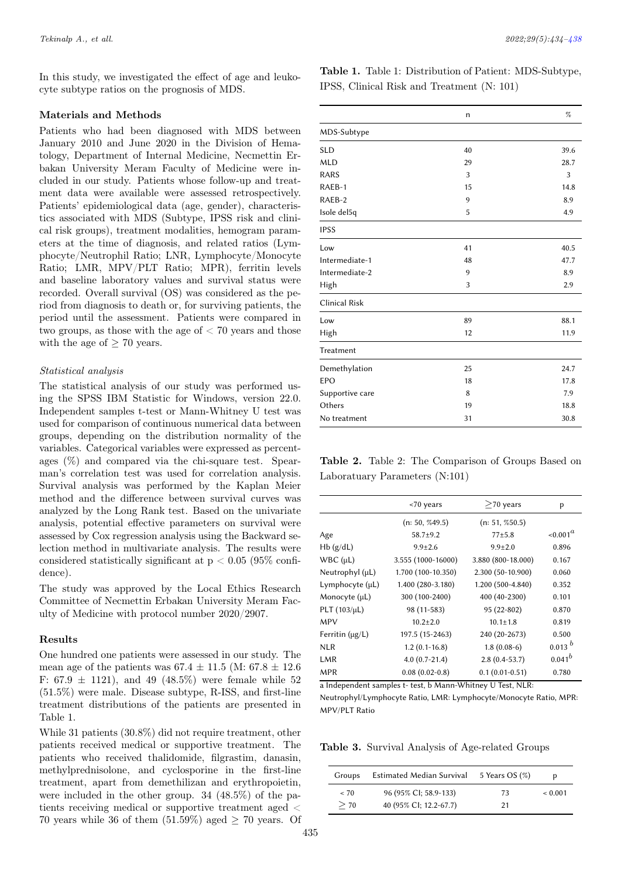In this study, we investigated the effect of age and leukocyte subtype ratios on the prognosis of MDS.

### Materials and Methods

Patients who had been diagnosed with MDS between January 2010 and June 2020 in the Division of Hematology, Department of Internal Medicine, Necmettin Erbakan University Meram Faculty of Medicine were included in our study. Patients whose follow-up and treatment data were available were assessed retrospectively. Patients' epidemiological data (age, gender), characteristics associated with MDS (Subtype, IPSS risk and clinical risk groups), treatment modalities, hemogram parameters at the time of diagnosis, and related ratios (Lymphocyte/Neutrophil Ratio; LNR, Lymphocyte/Monocyte Ratio; LMR, MPV/PLT Ratio; MPR), ferritin levels and baseline laboratory values and survival status were recorded. Overall survival (OS) was considered as the period from diagnosis to death or, for surviving patients, the period until the assessment. Patients were compared in two groups, as those with the age of $< 70$ years and those with the age of $\geq 70$ years.

#### *Statistical analysis*

The statistical analysis of our study was performed using the SPSS IBM Statistic for Windows, version 22.0. Independent samples t-test or Mann-Whitney U test was used for comparison of continuous numerical data between groups, depending on the distribution normality of the variables. Categorical variables were expressed as percentages (%) and compared via the chi-square test. Spearman's correlation test was used for correlation analysis. Survival analysis was performed by the Kaplan Meier method and the difference between survival curves was analyzed by the Long Rank test. Based on the univariate analysis, potential effective parameters on survival were assessed by Cox regression analysis using the Backward selection method in multivariate analysis. The results were considered statistically significant at $p < 0.05$ (95% confidence).

The study was approved by the Local Ethics Research Committee of Necmettin Erbakan University Meram Faculty of Medicine with protocol number 2020/2907.

### Results

One hundred one patients were assessed in our study. The mean age of the patients was $67.4 \pm 11.5$ (M: $67.8 \pm 12.6$ F: $67.9 \pm 1121$), and 49 (48.5%) were female while 52 (51.5%) were male. Disease subtype, R-ISS, and first-line treatment distributions of the patients are presented in Table 1.

While 31 patients (30.8%) did not require treatment, other patients received medical or supportive treatment. The patients who received thalidomide, filgrastim, danasin, methylprednisolone, and cyclosporine in the first-line treatment, apart from demethilizan and erythropoietin, were included in the other group. 34 (48.5%) of the patients receiving medical or supportive treatment aged $<$ 70 years while 36 of them (51.59%) aged $\geq$ 70 years. Of

**Table 1.** Table 1: Distribution of Patient: MDS-Subtype, IPSS, Clinical Risk and Treatment (N: 101)

| | n | % |
|---|---|---|
| MDS-Subtype | | |
| SLD | 40 | 39.6 |
| MLD | 29 | 28.7 |
| RARS | 3 | 3 |
| RAEB-1 | 15 | 14.8 |
| RAEB-2 | 9 | 8.9 |
| Isole del5q | 5 | 4.9 |
| IPSS | | |
| Low | 41 | 40.5 |
| Intermediate-1 | 48 | 47.7 |
| Intermediate-2 | 9 | 8.9 |
| High | 3 | 2.9 |
| Clinical Risk | | |
| Low | 89 | 88.1 |
| High | 12 | 11.9 |
| Treatment | | |
| Demethylation | 25 | 24.7 |
| EPO | 18 | 17.8 |
| Supportive care | 8 | 7.9 |
| Others | 19 | 18.8 |
| No treatment | 31 | 30.8 |

**Table 2.** Table 2: The Comparison of Groups Based on Laboratuary Parameters (N:101)

| | <70 years | ≥70 years | p |
|---|---|---|---|
| | (n: 50, %49.5) | (n: 51, %50.5) | |
| Age | 58.7±9.2 | 77±5.8 | <0.001[a] |
| Hb (g/dL) | 9.9±2.6 | 9.9±2.0 | 0.896 |
| WBC (µL) | 3.555 (1000-16000) | 3.880 (800-18.000) | 0.167 |
| Neutrophyl (µL) | 1.700 (100-10.350) | 2.300 (50-10.900) | 0.060 |
| Lymphocyte (µL) | 1.400 (280-3.180) | 1.200 (500-4.840) | 0.352 |
| Monocyte (µL) | 300 (100-2400) | 400 (40-2300) | 0.101 |
| PLT (103/µL) | 98 (11-583) | 95 (22-802) | 0.870 |
| MPV | 10.2±2.0 | 10.1±1.8 | 0.819 |
| Ferritin (µg/L) | 197.5 (15-2463) | 240 (20-2673) | 0.500 |
| NLR | 1.2 (0.1-16.8) | 1.8 (0.08-6) | 0.013 [b] |
| LMR | 4.0 (0.7-21.4) | 2.8 (0.4-53.7) | 0.041[b] |
| MPR | 0.08 (0.02-0.8) | 0.1 (0.01-0.51) | 0.780 |

a Independent samples t- test, b Mann-Whitney U Test, NLR: Neutrophyl/Lymphocyte Ratio, LMR: Lymphocyte/Monocyte Ratio, MPR: MPV/PLT Ratio

**Table 3.** Survival Analysis of Age-related Groups

| Groups | Estimated Median Survival | 5 Years OS (%) | p |
|---|---|---|---|
| < 70 | 96 (95% CI; 58.9-133) | 73 | < 0.001 |
| ≥ 70 | 40 (95% CI; 12.2-67.7) | 21 | |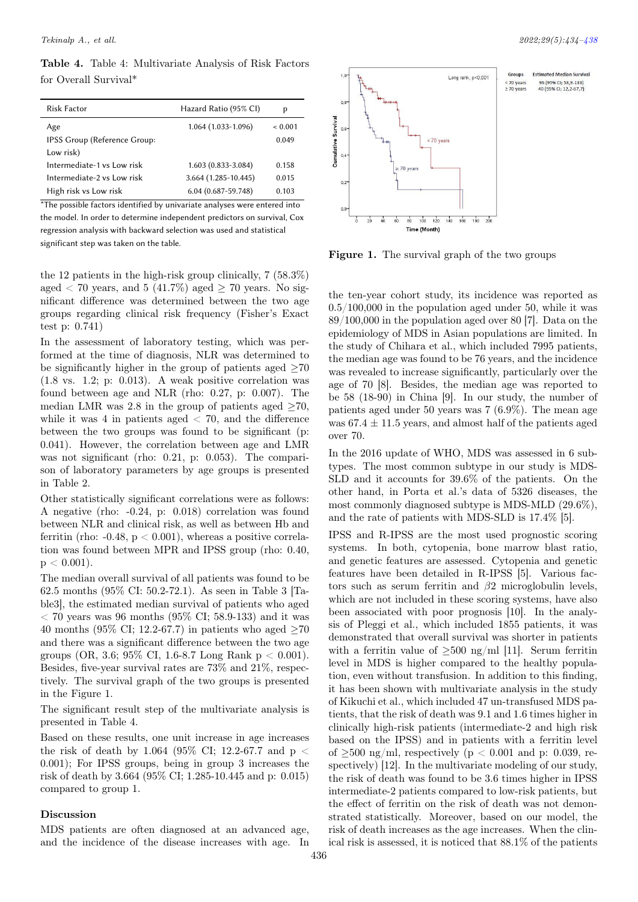**Table 4.** Table 4: Multivariate Analysis of Risk Factors for Overall Survival*

| Risk Factor | Hazard Ratio (95% CI) | p |
|---|---|---|
| Age | 1.064 (1.033-1.096) | < 0.001 |
| IPSS Group (Reference Group: Low risk) | | 0.049 |
| Intermediate-1 vs Low risk | 1.603 (0.833-3.084) | 0.158 |
| Intermediate-2 vs Low risk | 3.664 (1.285-10.445) | 0.015 |
| High risk vs Low risk | 6.04 (0.687-59.748) | 0.103 |

*The possible factors identified by univariate analyses were entered into the model. In order to determine independent predictors on survival, Cox regression analysis with backward selection was used and statistical significant step was taken on the table.

the 12 patients in the high-risk group clinically, 7 (58.3%) aged < 70 years, and 5 (41.7%) aged ≥ 70 years. No significant difference was determined between the two age groups regarding clinical risk frequency (Fisher's Exact test p: 0.741)

In the assessment of laboratory testing, which was performed at the time of diagnosis, NLR was determined to be significantly higher in the group of patients aged ≥70 (1.8 vs. 1.2; p: 0.013). A weak positive correlation was found between age and NLR (rho: 0.27, p: 0.007). The median LMR was 2.8 in the group of patients aged ≥70, while it was 4 in patients aged < 70, and the difference between the two groups was found to be significant (p: 0.041). However, the correlation between age and LMR was not significant (rho: 0.21, p: 0.053). The comparison of laboratory parameters by age groups is presented in Table 2.

Other statistically significant correlations were as follows: A negative (rho: -0.24, p: 0.018) correlation was found between NLR and clinical risk, as well as between Hb and ferritin (rho: -0.48, p < 0.001), whereas a positive correlation was found between MPR and IPSS group (rho: 0.40, p < 0.001).

The median overall survival of all patients was found to be 62.5 months (95% CI: 50.2-72.1). As seen in Table 3 [Table3], the estimated median survival of patients who aged < 70 years was 96 months (95% CI; 58.9-133) and it was 40 months (95% CI; 12.2-67.7) in patients who aged ≥70 and there was a significant difference between the two age groups (OR, 3.6; 95% CI, 1.6-8.7 Long Rank p < 0.001). Besides, five-year survival rates are 73% and 21%, respectively. The survival graph of the two groups is presented in the Figure 1.

The significant result step of the multivariate analysis is presented in Table 4.

Based on these results, one unit increase in age increases the risk of death by 1.064 (95% CI; 12.2-67.7 and p < 0.001); For IPSS groups, being in group 3 increases the risk of death by 3.664 (95% CI; 1.285-10.445 and p: 0.015) compared to group 1.

## Discussion

MDS patients are often diagnosed at an advanced age, and the incidence of the disease increases with age. In the ten-year cohort study, its incidence was reported as 0.5/100,000 in the population aged under 50, while it was 89/100,000 in the population aged over 80 [7]. Data on the epidemiology of MDS in Asian populations are limited. In the study of Chihara et al., which included 7995 patients, the median age was found to be 76 years, and the incidence was revealed to increase significantly, particularly over the age of 70 [8]. Besides, the median age was reported to be 58 (18-90) in China [9]. In our study, the number of patients aged under 50 was 7 (6.9%). The mean age was 67.4 ± 11.5 years, and almost half of the patients aged over 70.

**Figure 1.** The survival graph of the two groups

In the 2016 update of WHO, MDS was assessed in 6 subtypes. The most common subtype in our study is MDS-SLD and it accounts for 39.6% of the patients. On the other hand, in Porta et al.'s data of 5326 diseases, the most commonly diagnosed subtype is MDS-MLD (29.6%), and the rate of patients with MDS-SLD is 17.4% [5].

IPSS and R-IPSS are the most used prognostic scoring systems. In both, cytopenia, bone marrow blast ratio, and genetic features are assessed. Cytopenia and genetic features have been detailed in R-IPSS [5]. Various factors such as serum ferritin and $\beta 2$ microglobulin levels, which are not included in these scoring systems, have also been associated with poor prognosis [10]. In the analysis of Pleggi et al., which included 1855 patients, it was demonstrated that overall survival was shorter in patients with a ferritin value of ≥500 ng/ml [11]. Serum ferritin level in MDS is higher compared to the healthy population, even without transfusion. In addition to this finding, it has been shown with multivariate analysis in the study of Kikuchi et al., which included 47 un-transfused MDS patients, that the risk of death was 9.1 and 1.6 times higher in clinically high-risk patients (intermediate-2 and high risk based on the IPSS) and in patients with a ferritin level of ≥500 ng/ml, respectively (p < 0.001 and p: 0.039, respectively) [12]. In the multivariate modeling of our study, the risk of death was found to be 3.6 times higher in IPSS intermediate-2 patients compared to low-risk patients, but the effect of ferritin on the risk of death was not demonstrated statistically. Moreover, based on our model, the risk of death increases as the age increases. When the clinical risk is assessed, it is noticed that 88.1% of the patients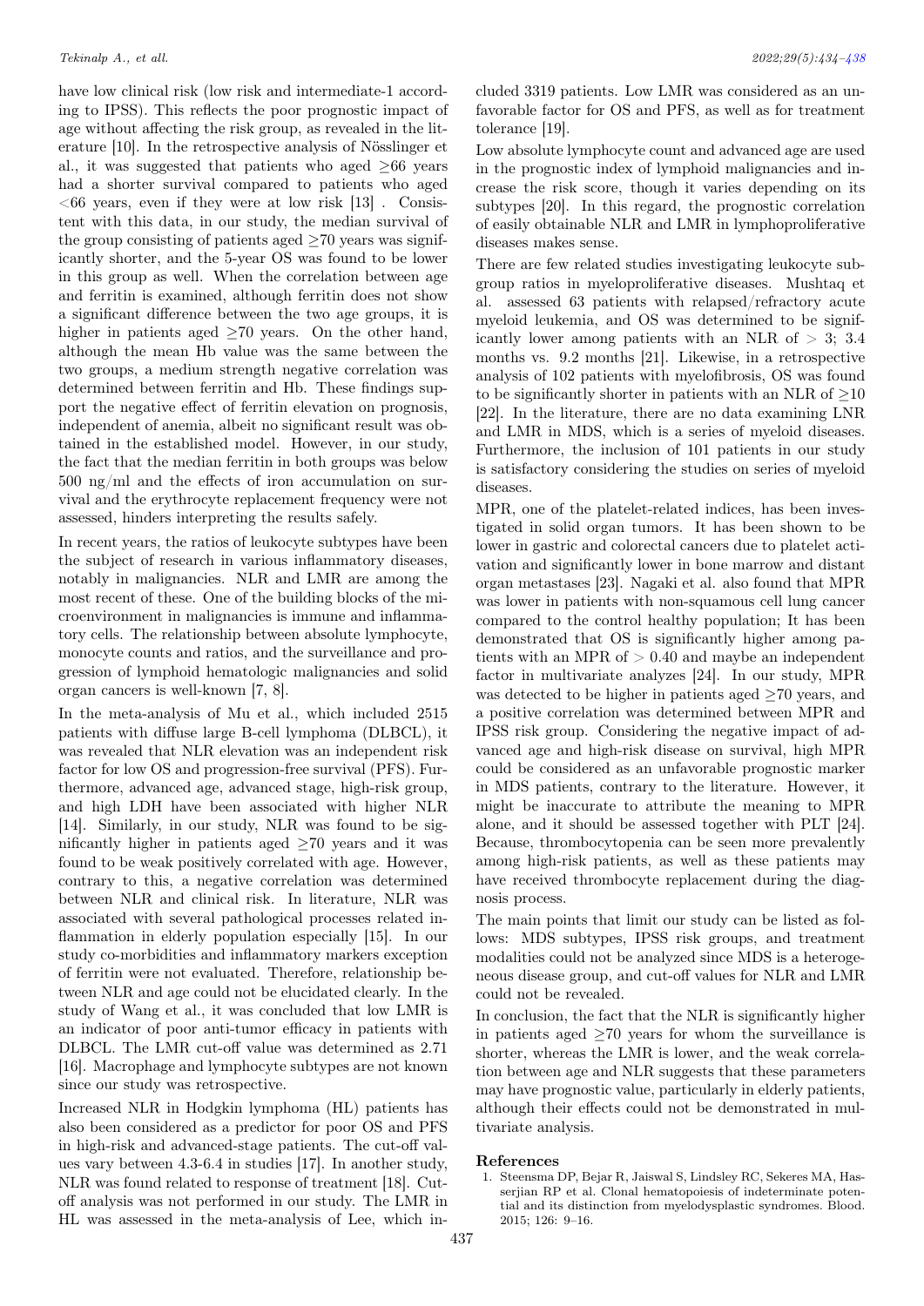have low clinical risk (low risk and intermediate-1 according to IPSS). This reflects the poor prognostic impact of age without affecting the risk group, as revealed in the literature [10]. In the retrospective analysis of Nösslinger et al., it was suggested that patients who aged $\geq$66 years had a shorter survival compared to patients who aged $<$66 years, even if they were at low risk [13] . Consistent with this data, in our study, the median survival of the group consisting of patients aged $\geq$70 years was significantly shorter, and the 5-year OS was found to be lower in this group as well. When the correlation between age and ferritin is examined, although ferritin does not show a significant difference between the two age groups, it is higher in patients aged $\geq$70 years. On the other hand, although the mean Hb value was the same between the two groups, a medium strength negative correlation was determined between ferritin and Hb. These findings support the negative effect of ferritin elevation on prognosis, independent of anemia, albeit no significant result was obtained in the established model. However, in our study, the fact that the median ferritin in both groups was below 500 ng/ml and the effects of iron accumulation on survival and the erythrocyte replacement frequency were not assessed, hinders interpreting the results safely.

In recent years, the ratios of leukocyte subtypes have been the subject of research in various inflammatory diseases, notably in malignancies. NLR and LMR are among the most recent of these. One of the building blocks of the microenvironment in malignancies is immune and inflammatory cells. The relationship between absolute lymphocyte, monocyte counts and ratios, and the surveillance and progression of lymphoid hematologic malignancies and solid organ cancers is well-known [7, 8].

In the meta-analysis of Mu et al., which included 2515 patients with diffuse large B-cell lymphoma (DLBCL), it was revealed that NLR elevation was an independent risk factor for low OS and progression-free survival (PFS). Furthermore, advanced age, advanced stage, high-risk group, and high LDH have been associated with higher NLR [14]. Similarly, in our study, NLR was found to be significantly higher in patients aged $\geq$70 years and it was found to be weak positively correlated with age. However, contrary to this, a negative correlation was determined between NLR and clinical risk. In literature, NLR was associated with several pathological processes related inflammation in elderly population especially [15]. In our study co-morbidities and inflammatory markers exception of ferritin were not evaluated. Therefore, relationship between NLR and age could not be elucidated clearly. In the study of Wang et al., it was concluded that low LMR is an indicator of poor anti-tumor efficacy in patients with DLBCL. The LMR cut-off value was determined as 2.71 [16]. Macrophage and lymphocyte subtypes are not known since our study was retrospective.

Increased NLR in Hodgkin lymphoma (HL) patients has also been considered as a predictor for poor OS and PFS in high-risk and advanced-stage patients. The cut-off values vary between 4.3-6.4 in studies [17]. In another study, NLR was found related to response of treatment [18]. Cut-off analysis was not performed in our study. The LMR in HL was assessed in the meta-analysis of Lee, which included 3319 patients. Low LMR was considered as an unfavorable factor for OS and PFS, as well as for treatment tolerance [19].

Low absolute lymphocyte count and advanced age are used in the prognostic index of lymphoid malignancies and increase the risk score, though it varies depending on its subtypes [20]. In this regard, the prognostic correlation of easily obtainable NLR and LMR in lymphoproliferative diseases makes sense.

There are few related studies investigating leukocyte subgroup ratios in myeloproliferative diseases. Mushtaq et al. assessed 63 patients with relapsed/refractory acute myeloid leukemia, and OS was determined to be significantly lower among patients with an NLR of $>$ 3; 3.4 months vs. 9.2 months [21]. Likewise, in a retrospective analysis of 102 patients with myelofibrosis, OS was found to be significantly shorter in patients with an NLR of $\geq$10 [22]. In the literature, there are no data examining LNR and LMR in MDS, which is a series of myeloid diseases. Furthermore, the inclusion of 101 patients in our study is satisfactory considering the studies on series of myeloid diseases.

MPR, one of the platelet-related indices, has been investigated in solid organ tumors. It has been shown to be lower in gastric and colorectal cancers due to platelet activation and significantly lower in bone marrow and distant organ metastases [23]. Nagaki et al. also found that MPR was lower in patients with non-squamous cell lung cancer compared to the control healthy population; It has been demonstrated that OS is significantly higher among patients with an MPR of $>$ 0.40 and maybe an independent factor in multivariate analyzes [24]. In our study, MPR was detected to be higher in patients aged $\geq$70 years, and a positive correlation was determined between MPR and IPSS risk group. Considering the negative impact of advanced age and high-risk disease on survival, high MPR could be considered as an unfavorable prognostic marker in MDS patients, contrary to the literature. However, it might be inaccurate to attribute the meaning to MPR alone, and it should be assessed together with PLT [24]. Because, thrombocytopenia can be seen more prevalently among high-risk patients, as well as these patients may have received thrombocyte replacement during the diagnosis process.

The main points that limit our study can be listed as follows: MDS subtypes, IPSS risk groups, and treatment modalities could not be analyzed since MDS is a heterogeneous disease group, and cut-off values for NLR and LMR could not be revealed.

In conclusion, the fact that the NLR is significantly higher in patients aged $\geq$70 years for whom the surveillance is shorter, whereas the LMR is lower, and the weak correlation between age and NLR suggests that these parameters may have prognostic value, particularly in elderly patients, although their effects could not be demonstrated in multivariate analysis.

## References

1. Steensma DP, Bejar R, Jaiswal S, Lindsley RC, Sekeres MA, Hasserjian RP et al. Clonal hematopoiesis of indeterminate potential and its distinction from myelodysplastic syndromes. Blood. 2015; 126: 9–16.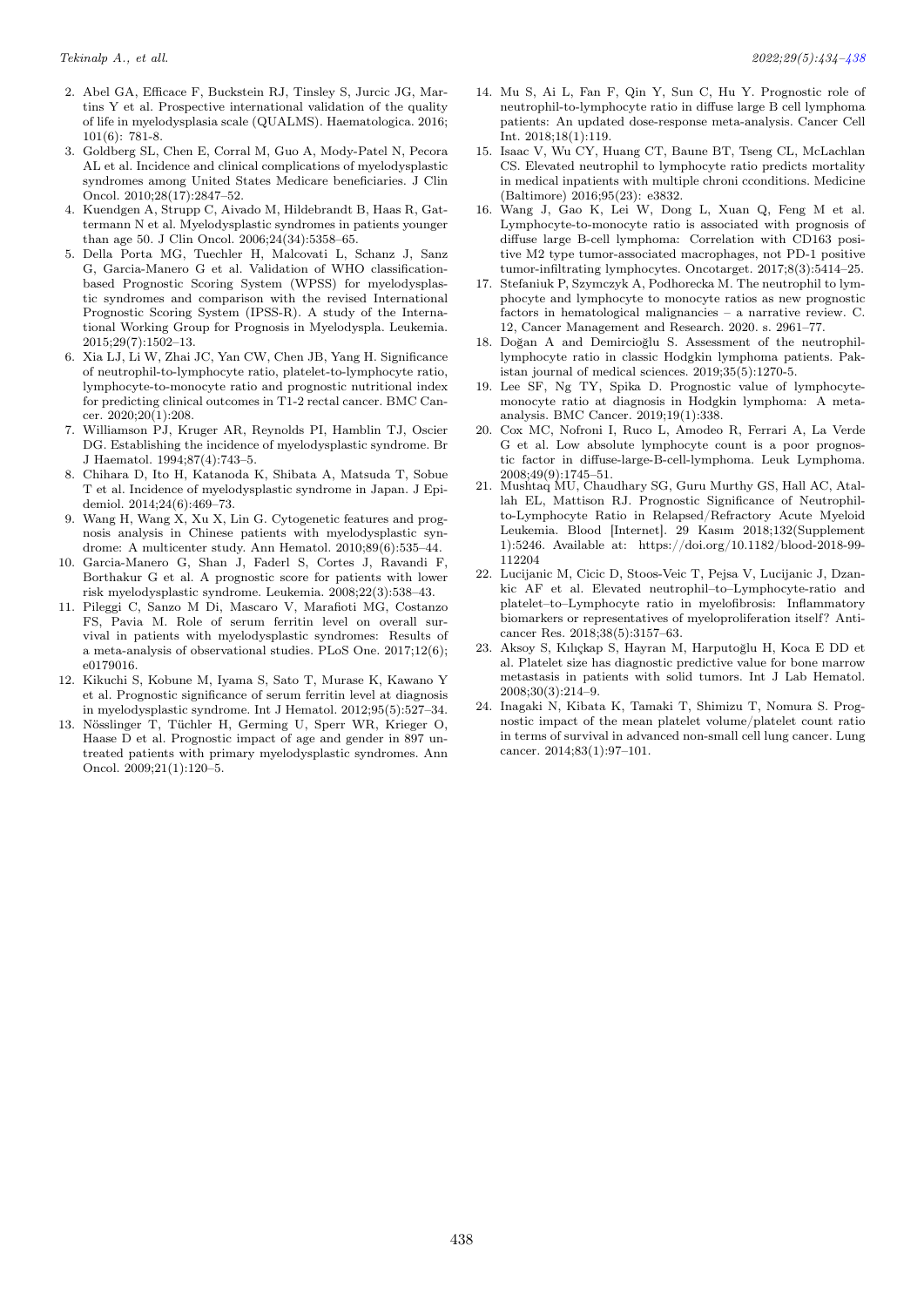2. Abel GA, Efficace F, Buckstein RJ, Tinsley S, Jurcic JG, Martins Y et al. Prospective international validation of the quality of life in myelodysplasia scale (QUALMS). Haematologica. 2016; 101(6): 781-8.
3. Goldberg SL, Chen E, Corral M, Guo A, Mody-Patel N, Pecora AL et al. Incidence and clinical complications of myelodysplastic syndromes among United States Medicare beneficiaries. J Clin Oncol. 2010;28(17):2847–52.
4. Kuendgen A, Strupp C, Aivado M, Hildebrandt B, Haas R, Gattermann N et al. Myelodysplastic syndromes in patients younger than age 50. J Clin Oncol. 2006;24(34):5358–65.
5. Della Porta MG, Tuechler H, Malcovati L, Schanz J, Sanz G, Garcia-Manero G et al. Validation of WHO classification-based Prognostic Scoring System (WPSS) for myelodysplastic syndromes and comparison with the revised International Prognostic Scoring System (IPSS-R). A study of the International Working Group for Prognosis in Myelodyspla. Leukemia. 2015;29(7):1502–13.
6. Xia LJ, Li W, Zhai JC, Yan CW, Chen JB, Yang H. Significance of neutrophil-to-lymphocyte ratio, platelet-to-lymphocyte ratio, lymphocyte-to-monocyte ratio and prognostic nutritional index for predicting clinical outcomes in T1-2 rectal cancer. BMC Cancer. 2020;20(1):208.
7. Williamson PJ, Kruger AR, Reynolds PI, Hamblin TJ, Oscier DG. Establishing the incidence of myelodysplastic syndrome. Br J Haematol. 1994;87(4):743–5.
8. Chihara D, Ito H, Katanoda K, Shibata A, Matsuda T, Sobue T et al. Incidence of myelodysplastic syndrome in Japan. J Epidemiol. 2014;24(6):469–73.
9. Wang H, Wang X, Xu X, Lin G. Cytogenetic features and prognosis analysis in Chinese patients with myelodysplastic syndrome: A multicenter study. Ann Hematol. 2010;89(6):535–44.
10. Garcia-Manero G, Shan J, Faderl S, Cortes J, Ravandi F, Borthakur G et al. A prognostic score for patients with lower risk myelodysplastic syndrome. Leukemia. 2008;22(3):538–43.
11. Pileggi C, Sanzo M Di, Mascaro V, Marafioti MG, Costanzo FS, Pavia M. Role of serum ferritin level on overall survival in patients with myelodysplastic syndromes: Results of a meta-analysis of observational studies. PLoS One. 2017;12(6); e0179016.
12. Kikuchi S, Kobune M, Iyama S, Sato T, Murase K, Kawano Y et al. Prognostic significance of serum ferritin level at diagnosis in myelodysplastic syndrome. Int J Hematol. 2012;95(5):527–34.
13. Nösslinger T, Tüchler H, Germing U, Sperr WR, Krieger O, Haase D et al. Prognostic impact of age and gender in 897 untreated patients with primary myelodysplastic syndromes. Ann Oncol. 2009;21(1):120–5.
14. Mu S, Ai L, Fan F, Qin Y, Sun C, Hu Y. Prognostic role of neutrophil-to-lymphocyte ratio in diffuse large B cell lymphoma patients: An updated dose-response meta-analysis. Cancer Cell Int. 2018;18(1):119.
15. Isaac V, Wu CY, Huang CT, Baune BT, Tseng CL, McLachlan CS. Elevated neutrophil to lymphocyte ratio predicts mortality in medical inpatients with multiple chroni cconditions. Medicine (Baltimore) 2016;95(23): e3832.
16. Wang J, Gao K, Lei W, Dong L, Xuan Q, Feng M et al. Lymphocyte-to-monocyte ratio is associated with prognosis of diffuse large B-cell lymphoma: Correlation with CD163 positive M2 type tumor-associated macrophages, not PD-1 positive tumor-infiltrating lymphocytes. Oncotarget. 2017;8(3):5414–25.
17. Stefaniuk P, Szymczyk A, Podhorecka M. The neutrophil to lymphocyte and lymphocyte to monocyte ratios as new prognostic factors in hematological malignancies – a narrative review. C. 12, Cancer Management and Research. 2020. s. 2961–77.
18. Doğan A and Demircioğlu S. Assessment of the neutrophil-lymphocyte ratio in classic Hodgkin lymphoma patients. Pakistan journal of medical sciences. 2019;35(5):1270-5.
19. Lee SF, Ng TY, Spika D. Prognostic value of lymphocyte-monocyte ratio at diagnosis in Hodgkin lymphoma: A meta-analysis. BMC Cancer. 2019;19(1):338.
20. Cox MC, Nofroni I, Ruco L, Amodeo R, Ferrari A, La Verde G et al. Low absolute lymphocyte count is a poor prognostic factor in diffuse-large-B-cell-lymphoma. Leuk Lymphoma. 2008;49(9):1745–51.
21. Mushtaq MU, Chaudhary SG, Guru Murthy GS, Hall AC, Atallah EL, Mattison RJ. Prognostic Significance of Neutrophil-to-Lymphocyte Ratio in Relapsed/Refractory Acute Myeloid Leukemia. Blood [Internet]. 29 Kasım 2018;132(Supplement 1):5246. Available at: https://doi.org/10.1182/blood-2018-99-112204
22. Lucijanic M, Cicic D, Stoos-Veic T, Pejsa V, Lucijanic J, Dzankic AF et al. Elevated neutrophil–to–Lymphocyte-ratio and platelet–to–Lymphocyte ratio in myelofibrosis: Inflammatory biomarkers or representatives of myeloproliferation itself? Anticancer Res. 2018;38(5):3157–63.
23. Aksoy S, Kılıçkap S, Hayran M, Harputoğlu H, Koca E DD et al. Platelet size has diagnostic predictive value for bone marrow metastasis in patients with solid tumors. Int J Lab Hematol. 2008;30(3):214–9.
24. Inagaki N, Kibata K, Tamaki T, Shimizu T, Nomura S. Prognostic impact of the mean platelet volume/platelet count ratio in terms of survival in advanced non-small cell lung cancer. Lung cancer. 2014;83(1):97–101.